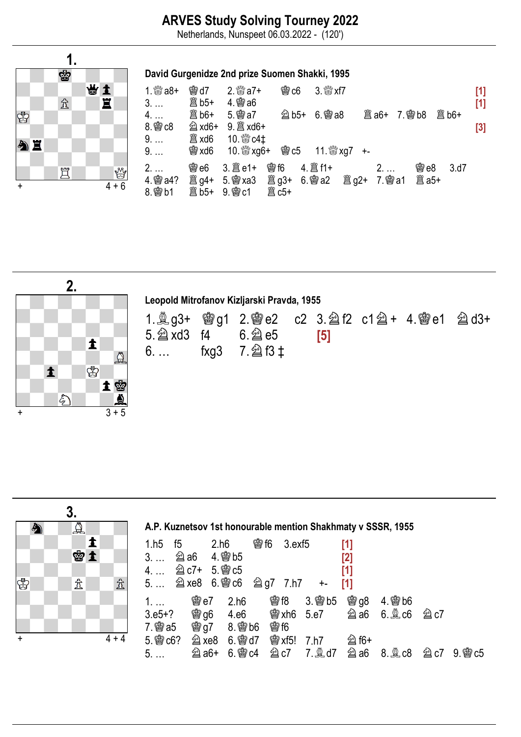# ARVES Study Solving Tourney 2022

Netherlands, Nunspeet 06.03.2022 - (120')

## 1.

\+ 4 + 6

**David Gurgenidze 2nd prize Suomen Shakki, 1995**

1.♕a8+ ♔d7 2.♕a7+ ♔c6 3.♕xf7 **[1]**
3. … ♖b5+ 4.♔a6 **[1]**
4. … ♖b6+ 5.♔a7 ♘b5+ 6.♔a8 ♖a6+ 7.♔b8 ♖b6+
8.♔c8 ♘xd6+ 9.♖xd6+ **[3]**
9. … ♖xd6 10.♕c4‡
9. … ♔xd6 10.♕xg6+ ♔c5 11.♕xg7 +-
2. … ♔e6 3.♖e1+ ♔f6 4.♖f1+ 2. … ♔e8 3.d7
4.♔a4? ♖g4+ 5.♔xa3 ♖g3+ 6.♔a2 ♖g2+ 7.♔a1 ♖a5+
8.♔b1 ♖b5+ 9.♔c1 ♖c5+

## 2.

\+ 3 + 5

**Leopold Mitrofanov Kizljarski Pravda, 1955**

1.♗g3+ ♔g1 2.♔e2 c2 3.♘f2 c1♘+ 4.♔e1 ♘d3+
5.♘xd3 f4 6.♘e5 **[5]**
6. … fxg3 7.♘f3 ‡

## 3.

\+ 4 + 4

**A.P. Kuznetsov 1st honourable mention Shakhmaty v SSSR, 1955**

1.h5 f5 2.h6 ♔f6 3.exf5 **[1]**
3. … ♘a6 4.♔b5 **[2]**
4. … ♘c7+ 5.♔c5 **[1]**
5. … ♘xe8 6.♔c6 ♘g7 7.h7 +- **[1]**
1. … ♔e7 2.h6 ♔f8 3.♔b5 ♔g8 4.♔b6
3.e5+? ♔g6 4.e6 ♔xh6 5.e7 ♘a6 6.♗c6 ♘c7
7.♔a5 ♔g7 8.♔b6 ♔f6
5.♔c6? ♘xe8 6.♔d7 ♔xf5! 7.h7 ♘f6+
5. … ♘a6+ 6.♔c4 ♘c7 7.♗d7 ♘a6 8.♗c8 ♘c7 9.♔c5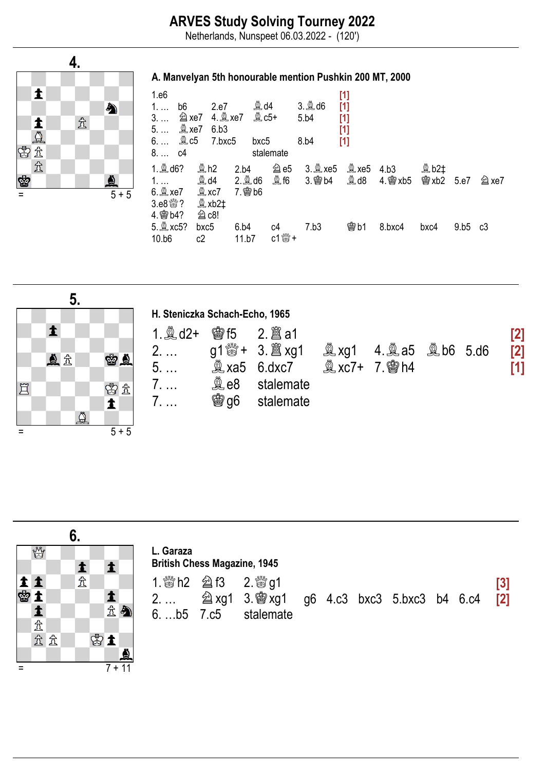# ARVES Study Solving Tourney 2022

Netherlands, Nunspeet 06.03.2022 - (120')

## 4.

= 5 + 5

**A. Manvelyan 5th honourable mention Pushkin 200 MT, 2000**

1.e6 [1]
1. … b6 2.e7 ♗d4 3.♗d6 [1]
3. … ♘xe7 4.♗xe7 ♗c5+ 5.b4 [1]
5. … ♗xe7 6.b3 [1]
6. … ♗c5 7.bxc5 bxc5 8.b4 [1]
8. … c4 stalemate

1.♗d6? ♗h2 2.b4 ♘e5 3.♗xe5 ♗xe5 4.b3 ♗b2‡
1. … ♗d4 2.♗d6 ♗f6 3.♔b4 ♗d8 4.♔xb5 ♔xb2 5.e7 ♘xe7
6.♗xe7 ♗xc7 7.♔b6
3.e8♕? ♗xb2‡
4.♔b4? ♘c8!
5.♗xc5? bxc5 6.b4 c4 7.b3 ♔b1 8.bxc4 bxc4 9.b5 c3
10.b6 c2 11.b7 c1♕+

## 5.

= 5 + 5

**H. Steniczka Schach-Echo, 1965**

1.♗d2+ ♔f5 2.♖a1 [2]
2. … g1♕+ 3.♖xg1 ♗xg1 4.♗a5 ♗b6 5.d6 [2]
5. … ♗xa5 6.dxc7 ♗xc7+ 7.♔h4 [1]
7. … ♗e8 stalemate
7. … ♔g6 stalemate

## 6.

= 7 + 11

**L. Garaza**
**British Chess Magazine, 1945**

1.♕h2 ♘f3 2.♕g1 [3]
2. … ♘xg1 3.♔xg1 g6 4.c3 bxc3 5.bxc3 b4 6.c4 [2]
6. …b5 7.c5 stalemate